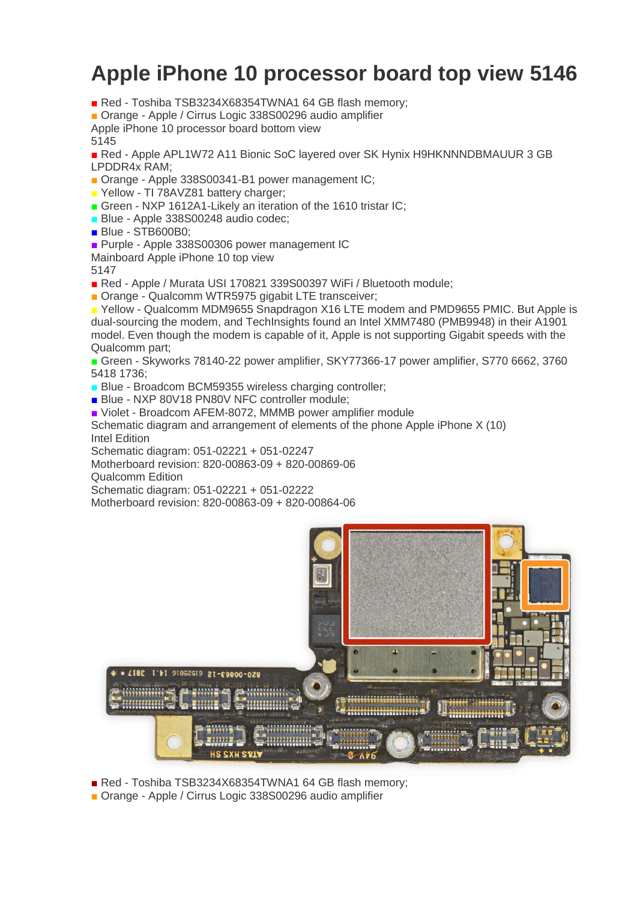# Apple iPhone 10 processor board top view 5146

- Red - Toshiba TSB3234X68354TWNA1 64 GB flash memory;
- Orange - Apple / Cirrus Logic 338S00296 audio amplifier

Apple iPhone 10 processor board bottom view
5145

- Red - Apple APL1W72 A11 Bionic SoC layered over SK Hynix H9HKNNNDBMAUUR 3 GB LPDDR4x RAM;
- Orange - Apple 338S00341-B1 power management IC;
- Yellow - TI 78AVZ81 battery charger;
- Green - NXP 1612A1-Likely an iteration of the 1610 tristar IC;
- Blue - Apple 338S00248 audio codec;
- Blue - STB600B0;
- Purple - Apple 338S00306 power management IC

Mainboard Apple iPhone 10 top view
5147

- Red - Apple / Murata USI 170821 339S00397 WiFi / Bluetooth module;
- Orange - Qualcomm WTR5975 gigabit LTE transceiver;
- Yellow - Qualcomm MDM9655 Snapdragon X16 LTE modem and PMD9655 PMIC. But Apple is dual-sourcing the modem, and TechInsights found an Intel XMM7480 (PMB9948) in their A1901 model. Even though the modem is capable of it, Apple is not supporting Gigabit speeds with the Qualcomm part;
- Green - Skyworks 78140-22 power amplifier, SKY77366-17 power amplifier, S770 6662, 3760 5418 1736;
- Blue - Broadcom BCM59355 wireless charging controller;
- Blue - NXP 80V18 PN80V NFC controller module;
- Violet - Broadcom AFEM-8072, MMMB power amplifier module

Schematic diagram and arrangement of elements of the phone Apple iPhone X (10)

Intel Edition

Schematic diagram: 051-02221 + 051-02247

Motherboard revision: 820-00863-09 + 820-00869-06

Qualcomm Edition

Schematic diagram: 051-02221 + 051-02222

Motherboard revision: 820-00863-09 + 820-00864-06

- Red - Toshiba TSB3234X68354TWNA1 64 GB flash memory;
- Orange - Apple / Cirrus Logic 338S00296 audio amplifier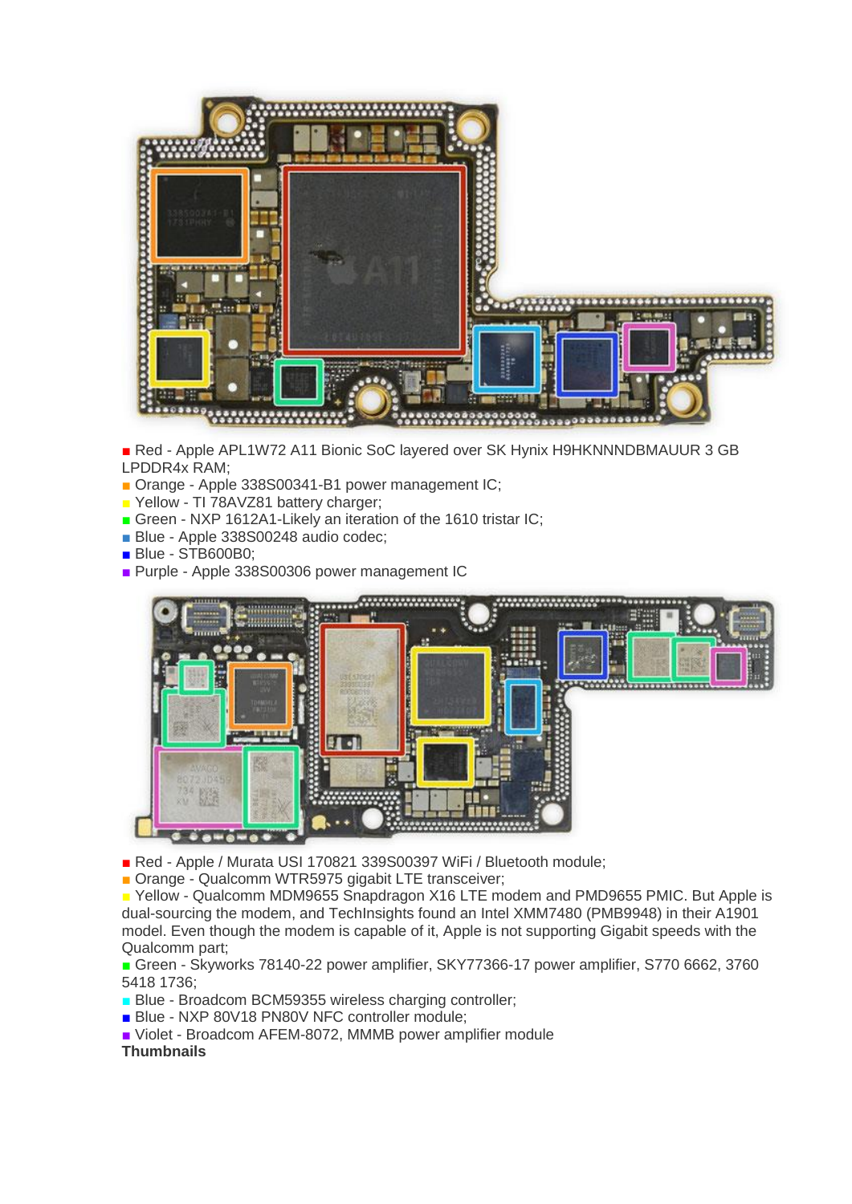■ Red - Apple APL1W72 A11 Bionic SoC layered over SK Hynix H9HKNNNDBMAUUR 3 GB LPDDR4x RAM;
■ Orange - Apple 338S00341-B1 power management IC;
■ Yellow - TI 78AVZ81 battery charger;
■ Green - NXP 1612A1-Likely an iteration of the 1610 tristar IC;
■ Blue - Apple 338S00248 audio codec;
■ Blue - STB600B0;
■ Purple - Apple 338S00306 power management IC

■ Red - Apple / Murata USI 170821 339S00397 WiFi / Bluetooth module;
■ Orange - Qualcomm WTR5975 gigabit LTE transceiver;
■ Yellow - Qualcomm MDM9655 Snapdragon X16 LTE modem and PMD9655 PMIC. But Apple is dual-sourcing the modem, and TechInsights found an Intel XMM7480 (PMB9948) in their A1901 model. Even though the modem is capable of it, Apple is not supporting Gigabit speeds with the Qualcomm part;
■ Green - Skyworks 78140-22 power amplifier, SKY77366-17 power amplifier, S770 6662, 3760 5418 1736;
■ Blue - Broadcom BCM59355 wireless charging controller;
■ Blue - NXP 80V18 PN80V NFC controller module;
■ Violet - Broadcom AFEM-8072, MMMB power amplifier module

**Thumbnails**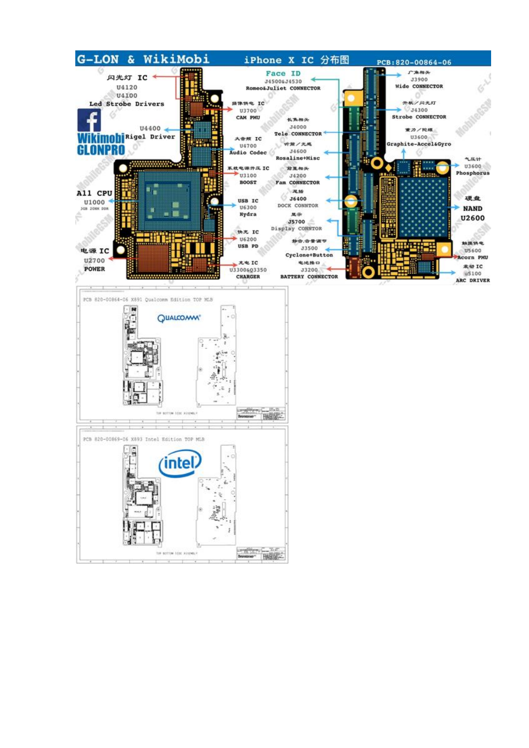G-LON & WikiMobi iPhone X IC 分布图 PCB:820-00864-06

闪光灯 IC
U4120
U4100
Led Strobe Drivers

Wikimobi
GLONPRO

U4400
Rigel Driver

A11 CPU
U1000
3GB 20NM DDR

电源 IC
U2700
POWER

摄像供电 IC
U3700
CAM PMU

大音频 IC
U4700
Audio Codec

系统电源升压 IC
U3100
BOOST

USB IC
U6300
Hydra

快充 IC
U6200
USB PD

充电 IC
U3300&Q3350
CHARGER

Face ID
J4500&J4530
Romeo&Juliet CONNECTOR

长焦相头
J4000
Tele CONNECTOR

开前／光感
J4600
Rosaline+Misc

前置相头
J4200
Fam CONNECTOR

尾插
J6400
DOCK CONNTOR

显示
J5700
Display CONNTOR

开机音量调节
J3500
Cyclone+Button

电池接口
J3200
BATTERY CONNECTOR

广角相头
J3900
Wide CONNECTOR

开机／闪光灯
J4300
Strobe CONNECTOR

重力／陀螺
U3600
Graphite-Accel&Gyro

气压计
U3600
Phosphorus

硬盘
NAND
U2600

触摸供电
U5600
Acorn PMU

震动 IC
U5100
ARC DRIVER

PCB 820-00864-06 X891 Qualcomm Edition TOP MLB

QUALCOMM

PCB 820-00869-06 X893 Intel Edition TOP MLB

intel